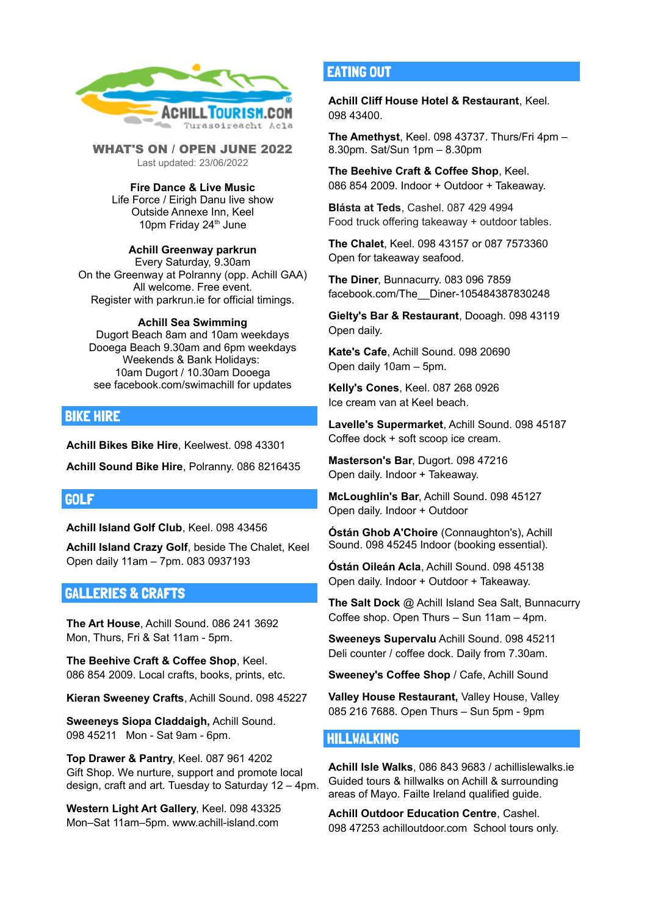ACHILLTOURISM.COM
Turasóireacht Acla

## WHAT'S ON / OPEN JUNE 2022

Last updated: 23/06/2022

**Fire Dance & Live Music**
Life Force / Eirigh Danu live show
Outside Annexe Inn, Keel
10pm Friday 24th June

**Achill Greenway parkrun**
Every Saturday, 9.30am
On the Greenway at Polranny (opp. Achill GAA)
All welcome. Free event.
Register with parkrun.ie for official timings.

**Achill Sea Swimming**
Dugort Beach 8am and 10am weekdays
Dooega Beach 9.30am and 6pm weekdays
Weekends & Bank Holidays:
10am Dugort / 10.30am Dooega
see facebook.com/swimachill for updates

## BIKE HIRE

**Achill Bikes Bike Hire**, Keelwest. 098 43301

**Achill Sound Bike Hire**, Polranny. 086 8216435

## GOLF

**Achill Island Golf Club**, Keel. 098 43456

**Achill Island Crazy Golf**, beside The Chalet, Keel
Open daily 11am – 7pm. 083 0937193

## GALLERIES & CRAFTS

**The Art House**, Achill Sound. 086 241 3692
Mon, Thurs, Fri & Sat 11am - 5pm.

**The Beehive Craft & Coffee Shop**, Keel.
086 854 2009. Local crafts, books, prints, etc.

**Kieran Sweeney Crafts**, Achill Sound. 098 45227

**Sweeneys Siopa Claddaigh,** Achill Sound.
098 45211 Mon - Sat 9am - 6pm.

**Top Drawer & Pantry**, Keel. 087 961 4202
Gift Shop. We nurture, support and promote local design, craft and art. Tuesday to Saturday 12 – 4pm.

**Western Light Art Gallery**, Keel. 098 43325
Mon–Sat 11am–5pm. www.achill-island.com

## EATING OUT

**Achill Cliff House Hotel & Restaurant**, Keel.
098 43400.

**The Amethyst**, Keel. 098 43737. Thurs/Fri 4pm – 8.30pm. Sat/Sun 1pm – 8.30pm

**The Beehive Craft & Coffee Shop**, Keel.
086 854 2009. Indoor + Outdoor + Takeaway.

**Blásta at Teds**, Cashel. 087 429 4994
Food truck offering takeaway + outdoor tables.

**The Chalet**, Keel. 098 43157 or 087 7573360
Open for takeaway seafood.

**The Diner**, Bunnacurry. 083 096 7859
facebook.com/The__Diner-105484387830248

**Gielty's Bar & Restaurant**, Dooagh. 098 43119
Open daily.

**Kate's Cafe**, Achill Sound. 098 20690
Open daily 10am – 5pm.

**Kelly's Cones**, Keel. 087 268 0926
Ice cream van at Keel beach.

**Lavelle's Supermarket**, Achill Sound. 098 45187
Coffee dock + soft scoop ice cream.

**Masterson's Bar**, Dugort. 098 47216
Open daily. Indoor + Takeaway.

**McLoughlin's Bar**, Achill Sound. 098 45127
Open daily. Indoor + Outdoor

**Óstán Ghob A'Choire** (Connaughton's), Achill Sound. 098 45245 Indoor (booking essential).

**Óstán Oileán Acla**, Achill Sound. 098 45138
Open daily. Indoor + Outdoor + Takeaway.

**The Salt Dock** @ Achill Island Sea Salt, Bunnacurry
Coffee shop. Open Thurs – Sun 11am – 4pm.

**Sweeneys Supervalu** Achill Sound. 098 45211
Deli counter / coffee dock. Daily from 7.30am.

**Sweeney's Coffee Shop** / Cafe, Achill Sound

**Valley House Restaurant,** Valley House, Valley
085 216 7688. Open Thurs – Sun 5pm - 9pm

## HILLWALKING

**Achill Isle Walks**, 086 843 9683 / achillislewalks.ie
Guided tours & hillwalks on Achill & surrounding areas of Mayo. Failte Ireland qualified guide.

**Achill Outdoor Education Centre**, Cashel.
098 47253 achilloutdoor.com School tours only.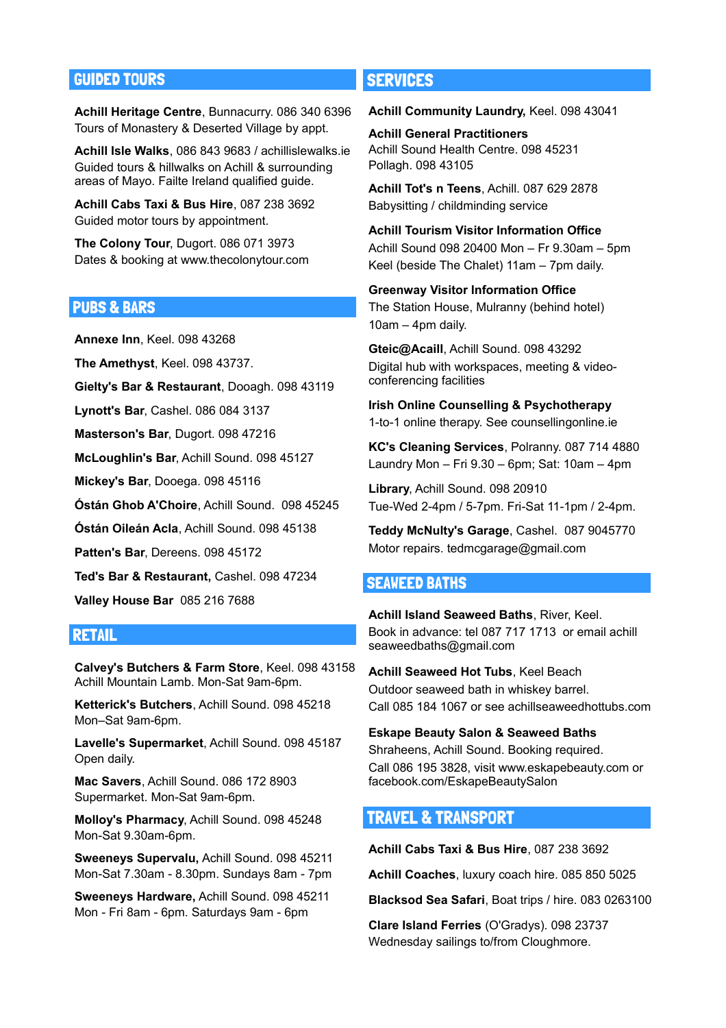## GUIDED TOURS

**Achill Heritage Centre**, Bunnacurry. 086 340 6396
Tours of Monastery & Deserted Village by appt.

**Achill Isle Walks**, 086 843 9683 / achillislewalks.ie
Guided tours & hillwalks on Achill & surrounding areas of Mayo. Failte Ireland qualified guide.

**Achill Cabs Taxi & Bus Hire**, 087 238 3692
Guided motor tours by appointment.

**The Colony Tour**, Dugort. 086 071 3973
Dates & booking at www.thecolonytour.com

## PUBS & BARS

**Annexe Inn**, Keel. 098 43268

**The Amethyst**, Keel. 098 43737.

**Gielty's Bar & Restaurant**, Dooagh. 098 43119

**Lynott's Bar**, Cashel. 086 084 3137

**Masterson's Bar**, Dugort. 098 47216

**McLoughlin's Bar**, Achill Sound. 098 45127

**Mickey's Bar**, Dooega. 098 45116

**Óstán Ghob A'Choire**, Achill Sound. 098 45245

**Óstán Oileán Acla**, Achill Sound. 098 45138

**Patten's Bar**, Dereens. 098 45172

**Ted's Bar & Restaurant,** Cashel. 098 47234

**Valley House Bar** 085 216 7688

## RETAIL

**Calvey's Butchers & Farm Store**, Keel. 098 43158
Achill Mountain Lamb. Mon-Sat 9am-6pm.

**Ketterick's Butchers**, Achill Sound. 098 45218
Mon–Sat 9am-6pm.

**Lavelle's Supermarket**, Achill Sound. 098 45187
Open daily.

**Mac Savers**, Achill Sound. 086 172 8903
Supermarket. Mon-Sat 9am-6pm.

**Molloy's Pharmacy**, Achill Sound. 098 45248
Mon-Sat 9.30am-6pm.

**Sweeneys Supervalu,** Achill Sound. 098 45211
Mon-Sat 7.30am - 8.30pm. Sundays 8am - 7pm

**Sweeneys Hardware,** Achill Sound. 098 45211
Mon - Fri 8am - 6pm. Saturdays 9am - 6pm

## SERVICES

**Achill Community Laundry,** Keel. 098 43041

**Achill General Practitioners**
Achill Sound Health Centre. 098 45231
Pollagh. 098 43105

**Achill Tot's n Teens**, Achill. 087 629 2878
Babysitting / childminding service

**Achill Tourism Visitor Information Office**
Achill Sound 098 20400 Mon – Fr 9.30am – 5pm
Keel (beside The Chalet) 11am – 7pm daily.

**Greenway Visitor Information Office**
The Station House, Mulranny (behind hotel)
10am – 4pm daily.

**Gteic@Acaill**, Achill Sound. 098 43292
Digital hub with workspaces, meeting & video-conferencing facilities

**Irish Online Counselling & Psychotherapy**
1-to-1 online therapy. See counsellingonline.ie

**KC's Cleaning Services**, Polranny. 087 714 4880
Laundry Mon – Fri 9.30 – 6pm; Sat: 10am – 4pm

**Library**, Achill Sound. 098 20910
Tue-Wed 2-4pm / 5-7pm. Fri-Sat 11-1pm / 2-4pm.

**Teddy McNulty's Garage**, Cashel. 087 9045770
Motor repairs. tedmcgarage@gmail.com

## SEAWEED BATHS

**Achill Island Seaweed Baths**, River, Keel.
Book in advance: tel 087 717 1713 or email achill seaweedbaths@gmail.com

**Achill Seaweed Hot Tubs**, Keel Beach
Outdoor seaweed bath in whiskey barrel.
Call 085 184 1067 or see achillseaweedhottubs.com

**Eskape Beauty Salon & Seaweed Baths**
Shraheens, Achill Sound. Booking required.
Call 086 195 3828, visit www.eskapebeauty.com or facebook.com/EskapeBeautySalon

## TRAVEL & TRANSPORT

**Achill Cabs Taxi & Bus Hire**, 087 238 3692

**Achill Coaches**, luxury coach hire. 085 850 5025

**Blacksod Sea Safari**, Boat trips / hire. 083 0263100

**Clare Island Ferries** (O'Gradys). 098 23737
Wednesday sailings to/from Cloughmore.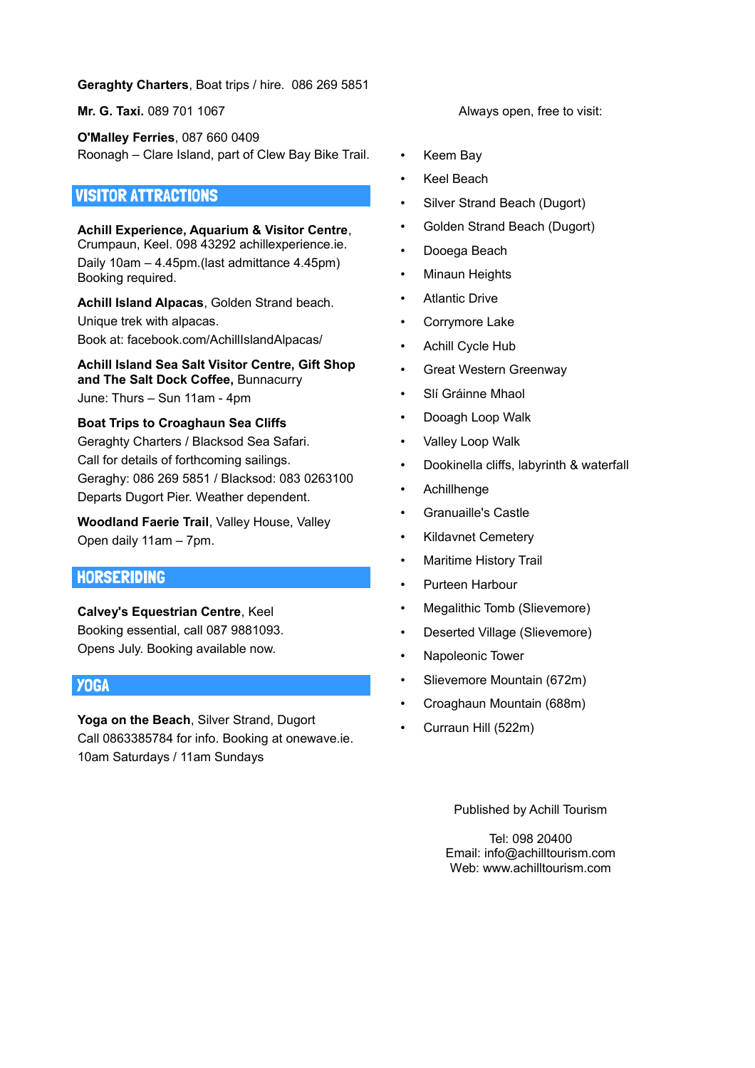**Geraghty Charters**, Boat trips / hire. 086 269 5851

**Mr. G. Taxi.** 089 701 1067

**O'Malley Ferries**, 087 660 0409
Roonagh – Clare Island, part of Clew Bay Bike Trail.

## VISITOR ATTRACTIONS

**Achill Experience, Aquarium & Visitor Centre**, Crumpaun, Keel. 098 43292 achillexperience.ie.
Daily 10am – 4.45pm.(last admittance 4.45pm)
Booking required.

**Achill Island Alpacas**, Golden Strand beach.
Unique trek with alpacas.
Book at: facebook.com/AchillIslandAlpacas/

**Achill Island Sea Salt Visitor Centre, Gift Shop and The Salt Dock Coffee,** Bunnacurry
June: Thurs – Sun 11am - 4pm

**Boat Trips to Croaghaun Sea Cliffs**
Geraghty Charters / Blacksod Sea Safari.
Call for details of forthcoming sailings.
Geraghy: 086 269 5851 / Blacksod: 083 0263100
Departs Dugort Pier. Weather dependent.

**Woodland Faerie Trail**, Valley House, Valley
Open daily 11am – 7pm.

## HORSERIDING

**Calvey's Equestrian Centre**, Keel
Booking essential, call 087 9881093.
Opens July. Booking available now.

## YOGA

**Yoga on the Beach**, Silver Strand, Dugort
Call 0863385784 for info. Booking at onewave.ie.
10am Saturdays / 11am Sundays

Always open, free to visit:

- Keem Bay
- Keel Beach
- Silver Strand Beach (Dugort)
- Golden Strand Beach (Dugort)
- Dooega Beach
- Minaun Heights
- Atlantic Drive
- Corrymore Lake
- Achill Cycle Hub
- Great Western Greenway
- Slí Gráinne Mhaol
- Dooagh Loop Walk
- Valley Loop Walk
- Dookinella cliffs, labyrinth & waterfall
- Achillhenge
- Granuaille's Castle
- Kildavnet Cemetery
- Maritime History Trail
- Purteen Harbour
- Megalithic Tomb (Slievemore)
- Deserted Village (Slievemore)
- Napoleonic Tower
- Slievemore Mountain (672m)
- Croaghaun Mountain (688m)
- Curraun Hill (522m)

Published by Achill Tourism

Tel: 098 20400
Email: info@achilltourism.com
Web: www.achilltourism.com